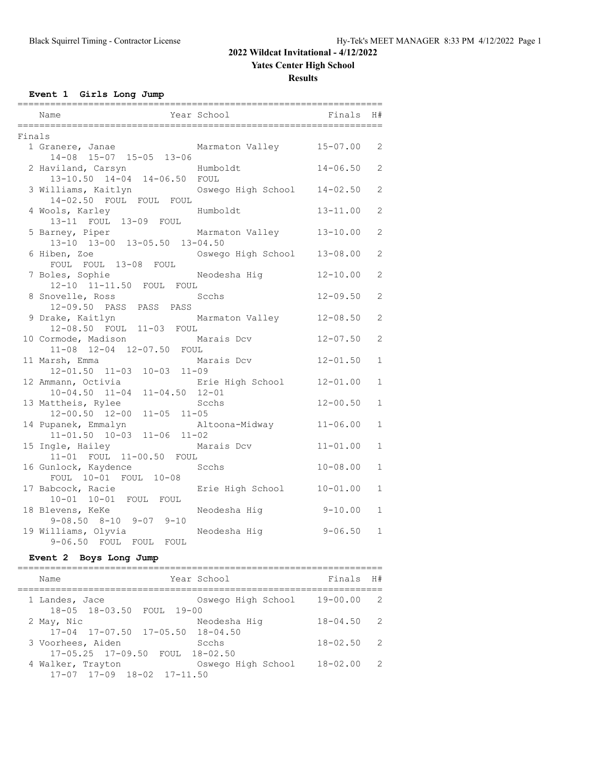## 2022 Wildcat Invitational - 4/12/2022

### Yates Center High School

### Results

#### Event 1 Girls Long Jump

| Name | Year | School | Finals | H# |
|---|---|---|---|---|
| **Finals** | | | | |
| 1 Granere, Janae | | Marmaton Valley | 15-07.00 | 2 |
| 14-08 15-07 15-05 13-06 | | | | |
| 2 Haviland, Carsyn | | Humboldt | 14-06.50 | 2 |
| 13-10.50 14-04 14-06.50 FOUL | | | | |
| 3 Williams, Kaitlyn | | Oswego High School | 14-02.50 | 2 |
| 14-02.50 FOUL FOUL FOUL | | | | |
| 4 Wools, Karley | | Humboldt | 13-11.00 | 2 |
| 13-11 FOUL 13-09 FOUL | | | | |
| 5 Barney, Piper | | Marmaton Valley | 13-10.00 | 2 |
| 13-10 13-00 13-05.50 13-04.50 | | | | |
| 6 Hiben, Zoe | | Oswego High School | 13-08.00 | 2 |
| FOUL FOUL 13-08 FOUL | | | | |
| 7 Boles, Sophie | | Neodesha Hig | 12-10.00 | 2 |
| 12-10 11-11.50 FOUL FOUL | | | | |
| 8 Snovelle, Ross | | Scchs | 12-09.50 | 2 |
| 12-09.50 PASS PASS PASS | | | | |
| 9 Drake, Kaitlyn | | Marmaton Valley | 12-08.50 | 2 |
| 12-08.50 FOUL 11-03 FOUL | | | | |
| 10 Cormode, Madison | | Marais Dcv | 12-07.50 | 2 |
| 11-08 12-04 12-07.50 FOUL | | | | |
| 11 Marsh, Emma | | Marais Dcv | 12-01.50 | 1 |
| 12-01.50 11-03 10-03 11-09 | | | | |
| 12 Ammann, Octivia | | Erie High School | 12-01.00 | 1 |
| 10-04.50 11-04 11-04.50 12-01 | | | | |
| 13 Mattheis, Rylee | | Scchs | 12-00.50 | 1 |
| 12-00.50 12-00 11-05 11-05 | | | | |
| 14 Pupanek, Emmalyn | | Altoona-Midway | 11-06.00 | 1 |
| 11-01.50 10-03 11-06 11-02 | | | | |
| 15 Ingle, Hailey | | Marais Dcv | 11-01.00 | 1 |
| 11-01 FOUL 11-00.50 FOUL | | | | |
| 16 Gunlock, Kaydence | | Scchs | 10-08.00 | 1 |
| FOUL 10-01 FOUL 10-08 | | | | |
| 17 Babcock, Racie | | Erie High School | 10-01.00 | 1 |
| 10-01 10-01 FOUL FOUL | | | | |
| 18 Blevens, KeKe | | Neodesha Hig | 9-10.00 | 1 |
| 9-08.50 8-10 9-07 9-10 | | | | |
| 19 Williams, Olyvia | | Neodesha Hig | 9-06.50 | 1 |
| 9-06.50 FOUL FOUL FOUL | | | | |

#### Event 2 Boys Long Jump

| Name | Year | School | Finals | H# |
|---|---|---|---|---|
| 1 Landes, Jace | | Oswego High School | 19-00.00 | 2 |
| 18-05 18-03.50 FOUL 19-00 | | | | |
| 2 May, Nic | | Neodesha Hig | 18-04.50 | 2 |
| 17-04 17-07.50 17-05.50 18-04.50 | | | | |
| 3 Voorhees, Aiden | | Scchs | 18-02.50 | 2 |
| 17-05.25 17-09.50 FOUL 18-02.50 | | | | |
| 4 Walker, Trayton | | Oswego High School | 18-02.00 | 2 |
| 17-07 17-09 18-02 17-11.50 | | | | |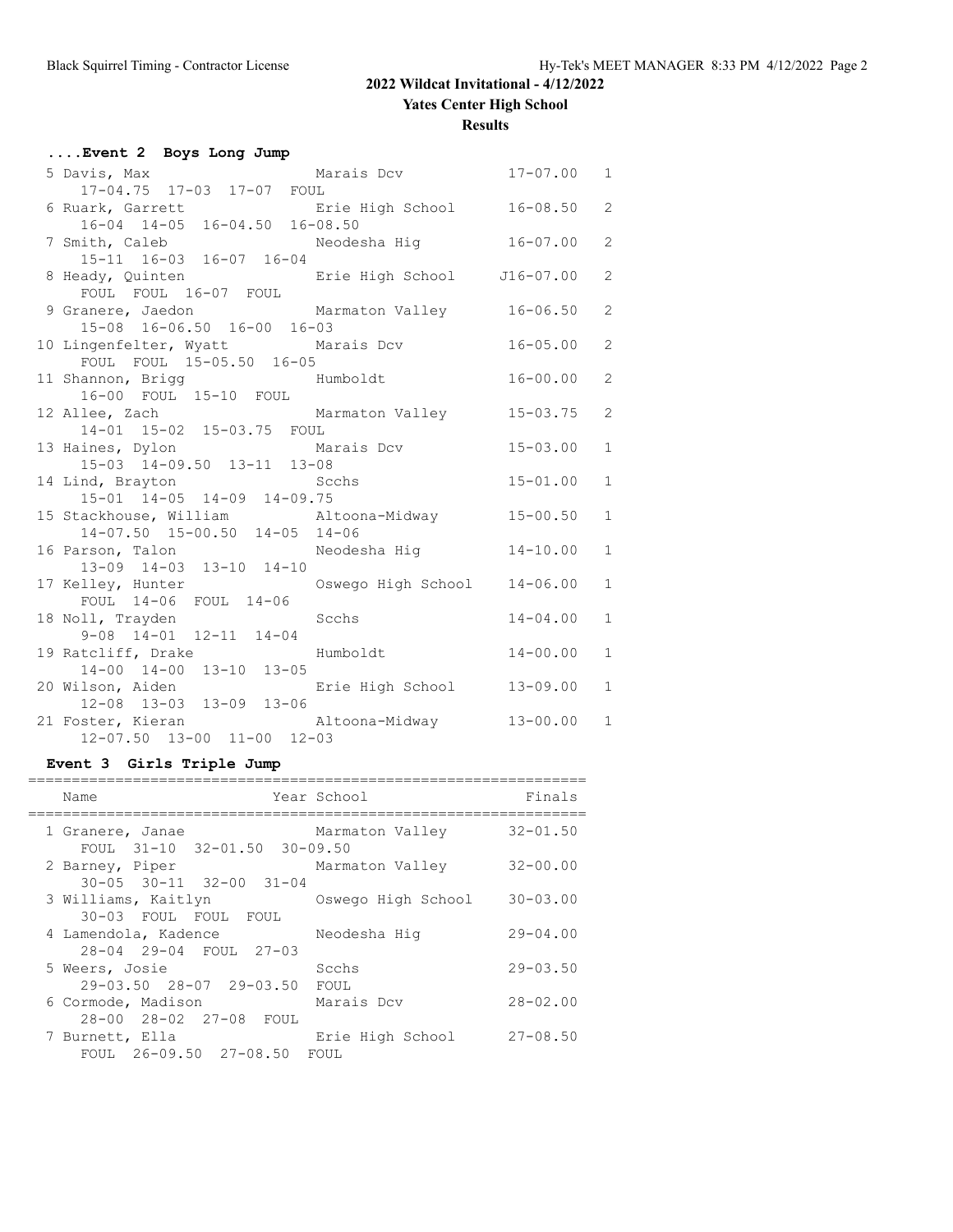## 2022 Wildcat Invitational - 4/12/2022

### Yates Center High School

### Results

#### ....Event 2 Boys Long Jump

| Place | Name | School | Finals | Points |
|---|---|---|---|---|
| 5 | Davis, Max | Marais Dcv | 17-07.00 | 1 |
| | 17-04.75 17-03 17-07 FOUL | | | |
| 6 | Ruark, Garrett | Erie High School | 16-08.50 | 2 |
| | 16-04 14-05 16-04.50 16-08.50 | | | |
| 7 | Smith, Caleb | Neodesha Hig | 16-07.00 | 2 |
| | 15-11 16-03 16-07 16-04 | | | |
| 8 | Heady, Quinten | Erie High School | J16-07.00 | 2 |
| | FOUL FOUL 16-07 FOUL | | | |
| 9 | Granere, Jaedon | Marmaton Valley | 16-06.50 | 2 |
| | 15-08 16-06.50 16-00 16-03 | | | |
| 10 | Lingenfelter, Wyatt | Marais Dcv | 16-05.00 | 2 |
| | FOUL FOUL 15-05.50 16-05 | | | |
| 11 | Shannon, Brigg | Humboldt | 16-00.00 | 2 |
| | 16-00 FOUL 15-10 FOUL | | | |
| 12 | Allee, Zach | Marmaton Valley | 15-03.75 | 2 |
| | 14-01 15-02 15-03.75 FOUL | | | |
| 13 | Haines, Dylon | Marais Dcv | 15-03.00 | 1 |
| | 15-03 14-09.50 13-11 13-08 | | | |
| 14 | Lind, Brayton | Scchs | 15-01.00 | 1 |
| | 15-01 14-05 14-09 14-09.75 | | | |
| 15 | Stackhouse, William | Altoona-Midway | 15-00.50 | 1 |
| | 14-07.50 15-00.50 14-05 14-06 | | | |
| 16 | Parson, Talon | Neodesha Hig | 14-10.00 | 1 |
| | 13-09 14-03 13-10 14-10 | | | |
| 17 | Kelley, Hunter | Oswego High School | 14-06.00 | 1 |
| | FOUL 14-06 FOUL 14-06 | | | |
| 18 | Noll, Trayden | Scchs | 14-04.00 | 1 |
| | 9-08 14-01 12-11 14-04 | | | |
| 19 | Ratcliff, Drake | Humboldt | 14-00.00 | 1 |
| | 14-00 14-00 13-10 13-05 | | | |
| 20 | Wilson, Aiden | Erie High School | 13-09.00 | 1 |
| | 12-08 13-03 13-09 13-06 | | | |
| 21 | Foster, Kieran | Altoona-Midway | 13-00.00 | 1 |
| | 12-07.50 13-00 11-00 12-03 | | | |

#### Event 3 Girls Triple Jump

| Place | Name | Year School | Finals |
|---|---|---|---|
| 1 | Granere, Janae | Marmaton Valley | 32-01.50 |
| | FOUL 31-10 32-01.50 30-09.50 | | |
| 2 | Barney, Piper | Marmaton Valley | 32-00.00 |
| | 30-05 30-11 32-00 31-04 | | |
| 3 | Williams, Kaitlyn | Oswego High School | 30-03.00 |
| | 30-03 FOUL FOUL FOUL | | |
| 4 | Lamendola, Kadence | Neodesha Hig | 29-04.00 |
| | 28-04 29-04 FOUL 27-03 | | |
| 5 | Weers, Josie | Scchs | 29-03.50 |
| | 29-03.50 28-07 29-03.50 FOUL | | |
| 6 | Cormode, Madison | Marais Dcv | 28-02.00 |
| | 28-00 28-02 27-08 FOUL | | |
| 7 | Burnett, Ella | Erie High School | 27-08.50 |
| | FOUL 26-09.50 27-08.50 FOUL | | |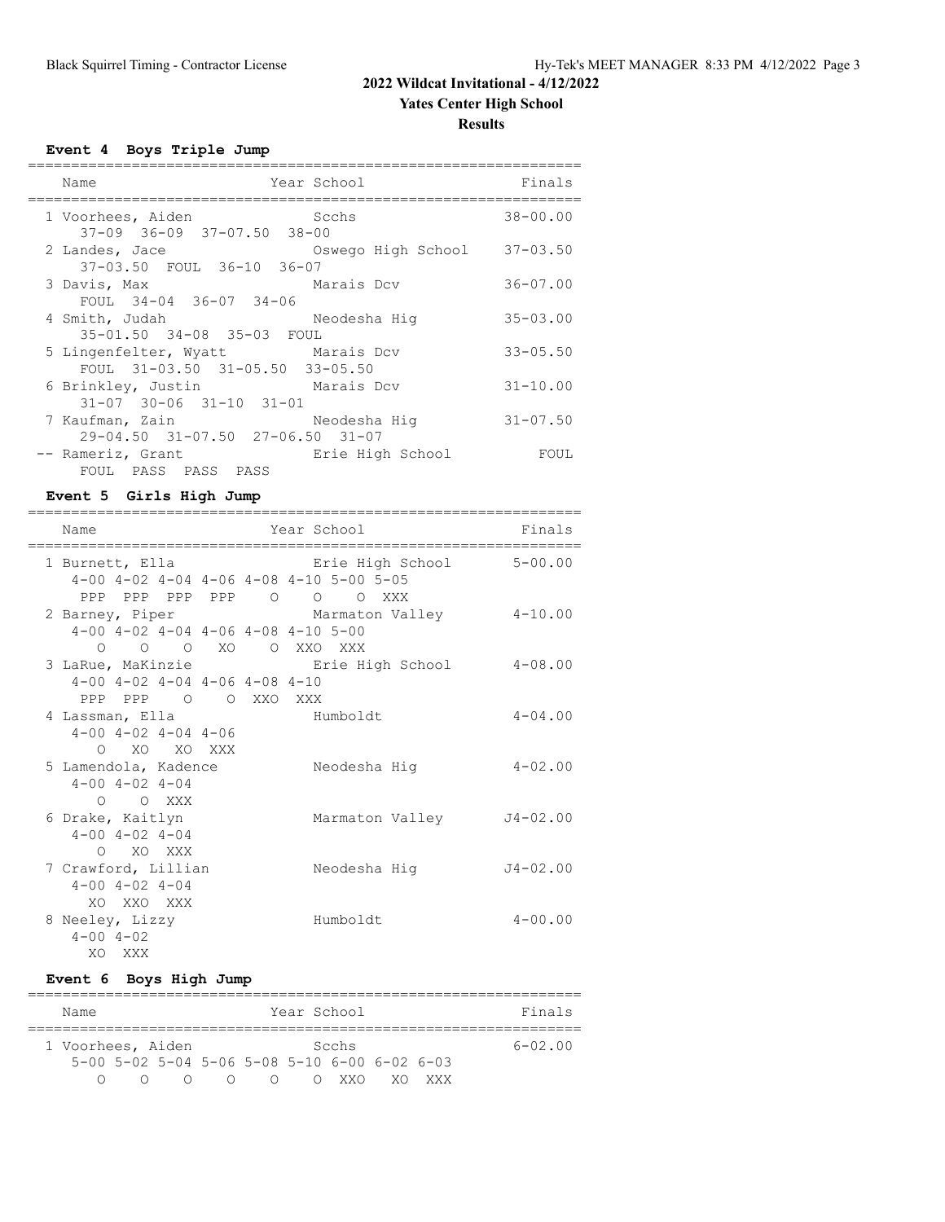## 2022 Wildcat Invitational - 4/12/2022

### Yates Center High School

### Results

#### Event 4 Boys Triple Jump

| Place | Name | Year | School | Finals |
|---|---|---|---|---|
| 1 | Voorhees, Aiden | | Scchs | 38-00.00 |
| | 37-09 36-09 37-07.50 38-00 | | | |
| 2 | Landes, Jace | | Oswego High School | 37-03.50 |
| | 37-03.50 FOUL 36-10 36-07 | | | |
| 3 | Davis, Max | | Marais Dcv | 36-07.00 |
| | FOUL 34-04 36-07 34-06 | | | |
| 4 | Smith, Judah | | Neodesha Hig | 35-03.00 |
| | 35-01.50 34-08 35-03 FOUL | | | |
| 5 | Lingenfelter, Wyatt | | Marais Dcv | 33-05.50 |
| | FOUL 31-03.50 31-05.50 33-05.50 | | | |
| 6 | Brinkley, Justin | | Marais Dcv | 31-10.00 |
| | 31-07 30-06 31-10 31-01 | | | |
| 7 | Kaufman, Zain | | Neodesha Hig | 31-07.50 |
| | 29-04.50 31-07.50 27-06.50 31-07 | | | |
| -- | Rameriz, Grant | | Erie High School | FOUL |
| | FOUL PASS PASS PASS | | | |

#### Event 5 Girls High Jump

| Place | Name | Year | School | Finals |
|---|---|---|---|---|
| 1 | Burnett, Ella | | Erie High School | 5-00.00 |
| | 4-00 4-02 4-04 4-06 4-08 4-10 5-00 5-05 | | | |
| | PPP PPP PPP PPP O O O XXX | | | |
| 2 | Barney, Piper | | Marmaton Valley | 4-10.00 |
| | 4-00 4-02 4-04 4-06 4-08 4-10 5-00 | | | |
| | O O O XO O XXO XXX | | | |
| 3 | LaRue, MaKinzie | | Erie High School | 4-08.00 |
| | 4-00 4-02 4-04 4-06 4-08 4-10 | | | |
| | PPP PPP O O XXO XXX | | | |
| 4 | Lassman, Ella | | Humboldt | 4-04.00 |
| | 4-00 4-02 4-04 4-06 | | | |
| | O XO XO XXX | | | |
| 5 | Lamendola, Kadence | | Neodesha Hig | 4-02.00 |
| | 4-00 4-02 4-04 | | | |
| | O O XXX | | | |
| 6 | Drake, Kaitlyn | | Marmaton Valley | J4-02.00 |
| | 4-00 4-02 4-04 | | | |
| | O XO XXX | | | |
| 7 | Crawford, Lillian | | Neodesha Hig | J4-02.00 |
| | 4-00 4-02 4-04 | | | |
| | XO XXO XXX | | | |
| 8 | Neeley, Lizzy | | Humboldt | 4-00.00 |
| | 4-00 4-02 | | | |
| | XO XXX | | | |

#### Event 6 Boys High Jump

| Place | Name | Year | School | Finals |
|---|---|---|---|---|
| 1 | Voorhees, Aiden | | Scchs | 6-02.00 |
| | 5-00 5-02 5-04 5-06 5-08 5-10 6-00 6-02 6-03 | | | |
| | O O O O O O XXO XO XXX | | | |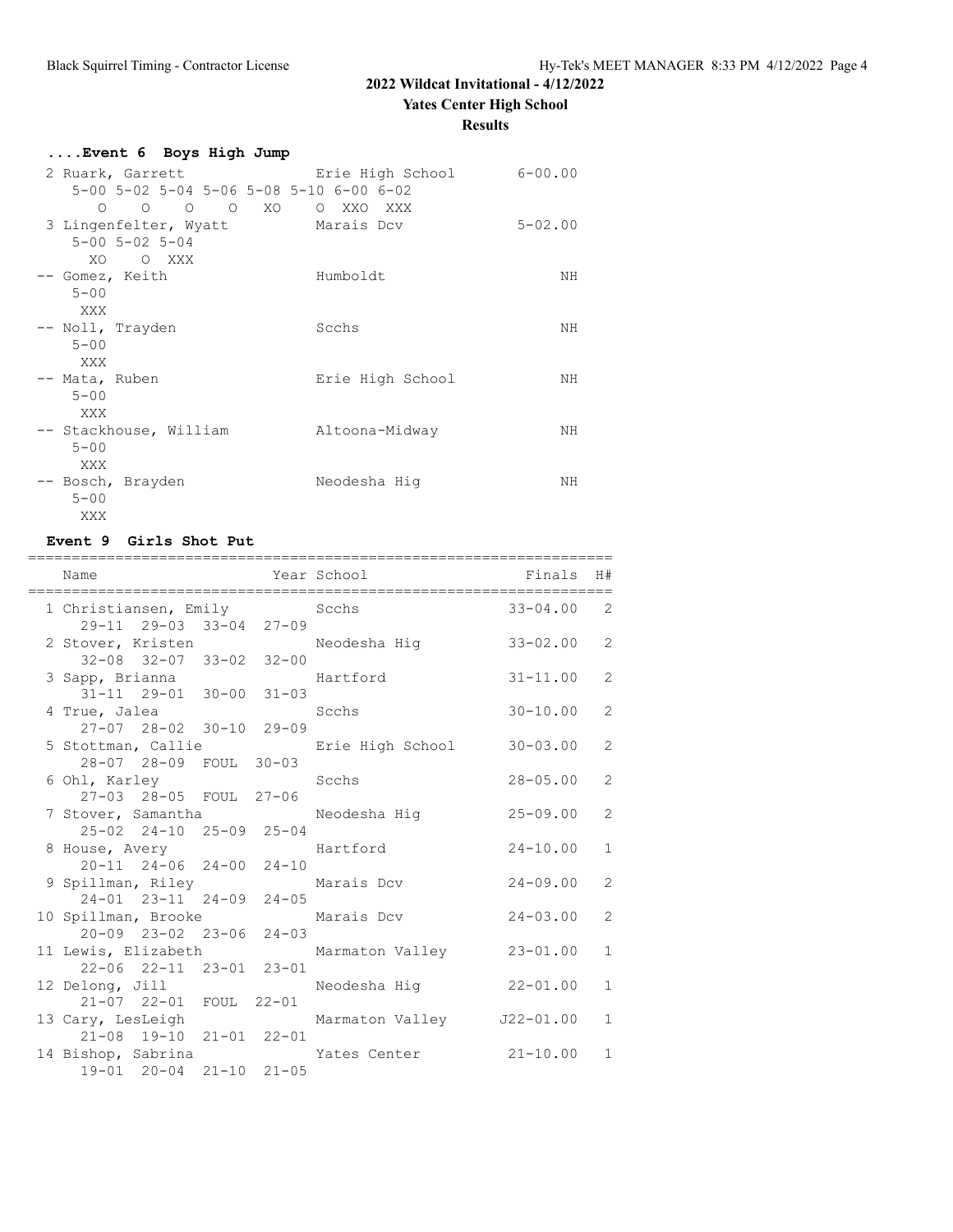2022 Wildcat Invitational - 4/12/2022

Yates Center High School

Results

### ....Event 6 Boys High Jump

```
 2 Ruark, Garrett              Erie High School       6-00.00
    5-00 5-02 5-04 5-06 5-08 5-10 6-00 6-02
      O    O    O    O   XO    O  XXO  XXX
 3 Lingenfelter, Wyatt         Marais Dcv             5-02.00
    5-00 5-02 5-04
      XO    O  XXX
-- Gomez, Keith                Humboldt                    NH
    5-00
     XXX
-- Noll, Trayden               Scchs                       NH
    5-00
     XXX
-- Mata, Ruben                 Erie High School            NH
    5-00
     XXX
-- Stackhouse, William         Altoona-Midway              NH
    5-00
     XXX
-- Bosch, Brayden              Neodesha Hig                NH
    5-00
     XXX
```

### Event 9 Girls Shot Put

```
===================================================================
    Name                    Year School                  Finals  H#
===================================================================
  1 Christiansen, Emily          Scchs                 33-04.00   2
      29-11  29-03  33-04  27-09
  2 Stover, Kristen              Neodesha Hig          33-02.00   2
      32-08  32-07  33-02  32-00
  3 Sapp, Brianna                Hartford              31-11.00   2
      31-11  29-01  30-00  31-03
  4 True, Jalea                  Scchs                 30-10.00   2
      27-07  28-02  30-10  29-09
  5 Stottman, Callie             Erie High School      30-03.00   2
      28-07  28-09  FOUL  30-03
  6 Ohl, Karley                  Scchs                 28-05.00   2
      27-03  28-05  FOUL  27-06
  7 Stover, Samantha             Neodesha Hig          25-09.00   2
      25-02  24-10  25-09  25-04
  8 House, Avery                 Hartford              24-10.00   1
      20-11  24-06  24-00  24-10
  9 Spillman, Riley              Marais Dcv            24-09.00   2
      24-01  23-11  24-09  24-05
 10 Spillman, Brooke             Marais Dcv            24-03.00   2
      20-09  23-02  23-06  24-03
 11 Lewis, Elizabeth             Marmaton Valley       23-01.00   1
      22-06  22-11  23-01  23-01
 12 Delong, Jill                 Neodesha Hig          22-01.00   1
      21-07  22-01  FOUL  22-01
 13 Cary, LesLeigh               Marmaton Valley      J22-01.00   1
      21-08  19-10  21-01  22-01
 14 Bishop, Sabrina              Yates Center          21-10.00   1
      19-01  20-04  21-10  21-05
```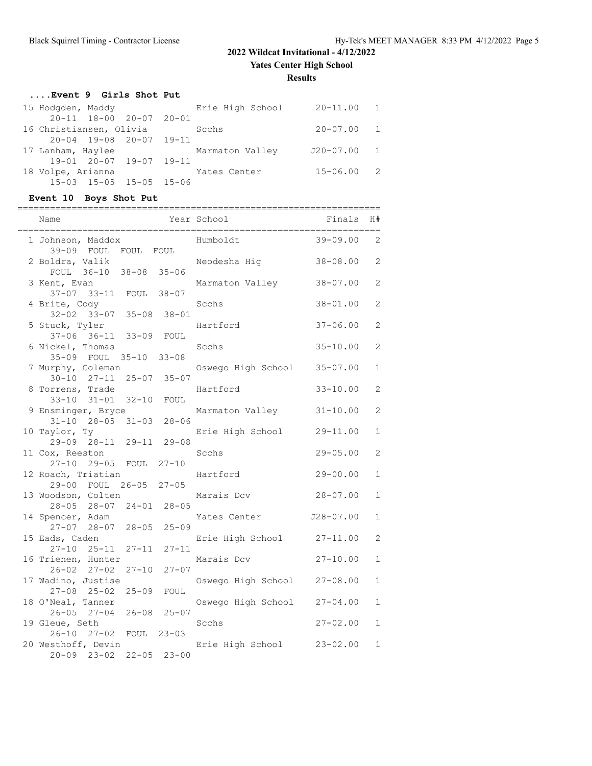# 2022 Wildcat Invitational - 4/12/2022

## Yates Center High School

### Results

#### ....Event 9 Girls Shot Put

| Place | Name | Year | School | Finals | H# |
|---|---|---|---|---|---|
| 15 | Hodgden, Maddy | | Erie High School | 20-11.00 | 1 |
| | 20-11 18-00 20-07 20-01 | | | | |
| 16 | Christiansen, Olivia | | Scchs | 20-07.00 | 1 |
| | 20-04 19-08 20-07 19-11 | | | | |
| 17 | Lanham, Haylee | | Marmaton Valley | J20-07.00 | 1 |
| | 19-01 20-07 19-07 19-11 | | | | |
| 18 | Volpe, Arianna | | Yates Center | 15-06.00 | 2 |
| | 15-03 15-05 15-05 15-06 | | | | |

#### Event 10 Boys Shot Put

| Place | Name | Year | School | Finals | H# |
|---|---|---|---|---|---|
| 1 | Johnson, Maddox | | Humboldt | 39-09.00 | 2 |
| | 39-09 FOUL FOUL FOUL | | | | |
| 2 | Boldra, Valik | | Neodesha Hig | 38-08.00 | 2 |
| | FOUL 36-10 38-08 35-06 | | | | |
| 3 | Kent, Evan | | Marmaton Valley | 38-07.00 | 2 |
| | 37-07 33-11 FOUL 38-07 | | | | |
| 4 | Brite, Cody | | Scchs | 38-01.00 | 2 |
| | 32-02 33-07 35-08 38-01 | | | | |
| 5 | Stuck, Tyler | | Hartford | 37-06.00 | 2 |
| | 37-06 36-11 33-09 FOUL | | | | |
| 6 | Nickel, Thomas | | Scchs | 35-10.00 | 2 |
| | 35-09 FOUL 35-10 33-08 | | | | |
| 7 | Murphy, Coleman | | Oswego High School | 35-07.00 | 1 |
| | 30-10 27-11 25-07 35-07 | | | | |
| 8 | Torrens, Trade | | Hartford | 33-10.00 | 2 |
| | 33-10 31-01 32-10 FOUL | | | | |
| 9 | Ensminger, Bryce | | Marmaton Valley | 31-10.00 | 2 |
| | 31-10 28-05 31-03 28-06 | | | | |
| 10 | Taylor, Ty | | Erie High School | 29-11.00 | 1 |
| | 29-09 28-11 29-11 29-08 | | | | |
| 11 | Cox, Reeston | | Scchs | 29-05.00 | 2 |
| | 27-10 29-05 FOUL 27-10 | | | | |
| 12 | Roach, Triatian | | Hartford | 29-00.00 | 1 |
| | 29-00 FOUL 26-05 27-05 | | | | |
| 13 | Woodson, Colten | | Marais Dcv | 28-07.00 | 1 |
| | 28-05 28-07 24-01 28-05 | | | | |
| 14 | Spencer, Adam | | Yates Center | J28-07.00 | 1 |
| | 27-07 28-07 28-05 25-09 | | | | |
| 15 | Eads, Caden | | Erie High School | 27-11.00 | 2 |
| | 27-10 25-11 27-11 27-11 | | | | |
| 16 | Trienen, Hunter | | Marais Dcv | 27-10.00 | 1 |
| | 26-02 27-02 27-10 27-07 | | | | |
| 17 | Wadino, Justise | | Oswego High School | 27-08.00 | 1 |
| | 27-08 25-02 25-09 FOUL | | | | |
| 18 | O'Neal, Tanner | | Oswego High School | 27-04.00 | 1 |
| | 26-05 27-04 26-08 25-07 | | | | |
| 19 | Gleue, Seth | | Scchs | 27-02.00 | 1 |
| | 26-10 27-02 FOUL 23-03 | | | | |
| 20 | Westhoff, Devin | | Erie High School | 23-02.00 | 1 |
| | 20-09 23-02 22-05 23-00 | | | | |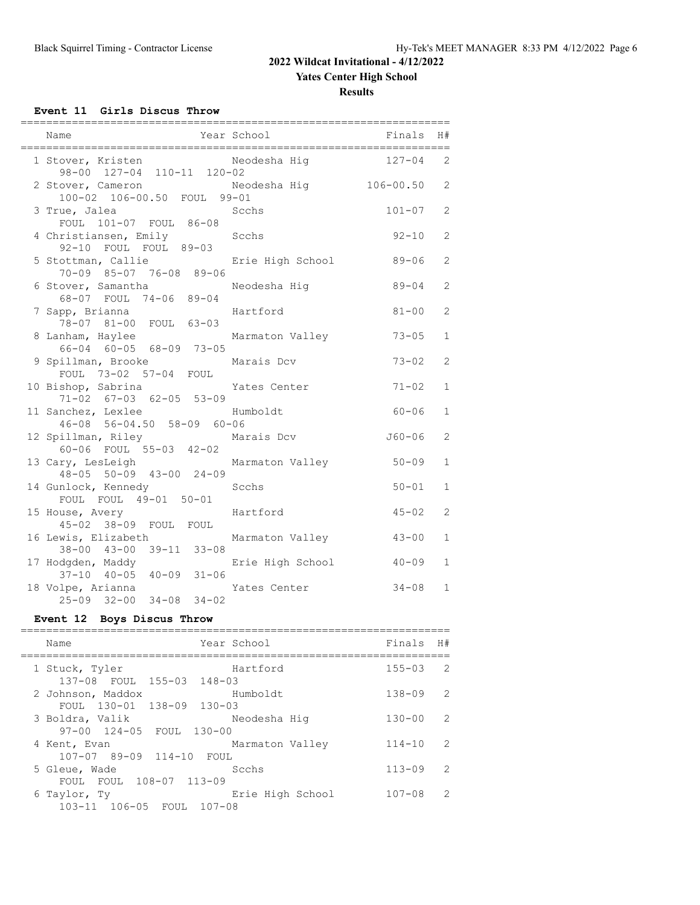# 2022 Wildcat Invitational - 4/12/2022

## Yates Center High School

### Results

#### Event 11 Girls Discus Throw

| Name | Year | School | Finals | H# |
|---|---|---|---|---|
| 1 Stover, Kristen | | Neodesha Hig | 127-04 | 2 |
| 98-00 127-04 110-11 120-02 | | | | |
| 2 Stover, Cameron | | Neodesha Hig | 106-00.50 | 2 |
| 100-02 106-00.50 FOUL 99-01 | | | | |
| 3 True, Jalea | | Scchs | 101-07 | 2 |
| FOUL 101-07 FOUL 86-08 | | | | |
| 4 Christiansen, Emily | | Scchs | 92-10 | 2 |
| 92-10 FOUL FOUL 89-03 | | | | |
| 5 Stottman, Callie | | Erie High School | 89-06 | 2 |
| 70-09 85-07 76-08 89-06 | | | | |
| 6 Stover, Samantha | | Neodesha Hig | 89-04 | 2 |
| 68-07 FOUL 74-06 89-04 | | | | |
| 7 Sapp, Brianna | | Hartford | 81-00 | 2 |
| 78-07 81-00 FOUL 63-03 | | | | |
| 8 Lanham, Haylee | | Marmaton Valley | 73-05 | 1 |
| 66-04 60-05 68-09 73-05 | | | | |
| 9 Spillman, Brooke | | Marais Dcv | 73-02 | 2 |
| FOUL 73-02 57-04 FOUL | | | | |
| 10 Bishop, Sabrina | | Yates Center | 71-02 | 1 |
| 71-02 67-03 62-05 53-09 | | | | |
| 11 Sanchez, Lexlee | | Humboldt | 60-06 | 1 |
| 46-08 56-04.50 58-09 60-06 | | | | |
| 12 Spillman, Riley | | Marais Dcv | J60-06 | 2 |
| 60-06 FOUL 55-03 42-02 | | | | |
| 13 Cary, LesLeigh | | Marmaton Valley | 50-09 | 1 |
| 48-05 50-09 43-00 24-09 | | | | |
| 14 Gunlock, Kennedy | | Scchs | 50-01 | 1 |
| FOUL FOUL 49-01 50-01 | | | | |
| 15 House, Avery | | Hartford | 45-02 | 2 |
| 45-02 38-09 FOUL FOUL | | | | |
| 16 Lewis, Elizabeth | | Marmaton Valley | 43-00 | 1 |
| 38-00 43-00 39-11 33-08 | | | | |
| 17 Hodgden, Maddy | | Erie High School | 40-09 | 1 |
| 37-10 40-05 40-09 31-06 | | | | |
| 18 Volpe, Arianna | | Yates Center | 34-08 | 1 |
| 25-09 32-00 34-08 34-02 | | | | |

#### Event 12 Boys Discus Throw

| Name | Year | School | Finals | H# |
|---|---|---|---|---|
| 1 Stuck, Tyler | | Hartford | 155-03 | 2 |
| 137-08 FOUL 155-03 148-03 | | | | |
| 2 Johnson, Maddox | | Humboldt | 138-09 | 2 |
| FOUL 130-01 138-09 130-03 | | | | |
| 3 Boldra, Valik | | Neodesha Hig | 130-00 | 2 |
| 97-00 124-05 FOUL 130-00 | | | | |
| 4 Kent, Evan | | Marmaton Valley | 114-10 | 2 |
| 107-07 89-09 114-10 FOUL | | | | |
| 5 Gleue, Wade | | Scchs | 113-09 | 2 |
| FOUL FOUL 108-07 113-09 | | | | |
| 6 Taylor, Ty | | Erie High School | 107-08 | 2 |
| 103-11 106-05 FOUL 107-08 | | | | |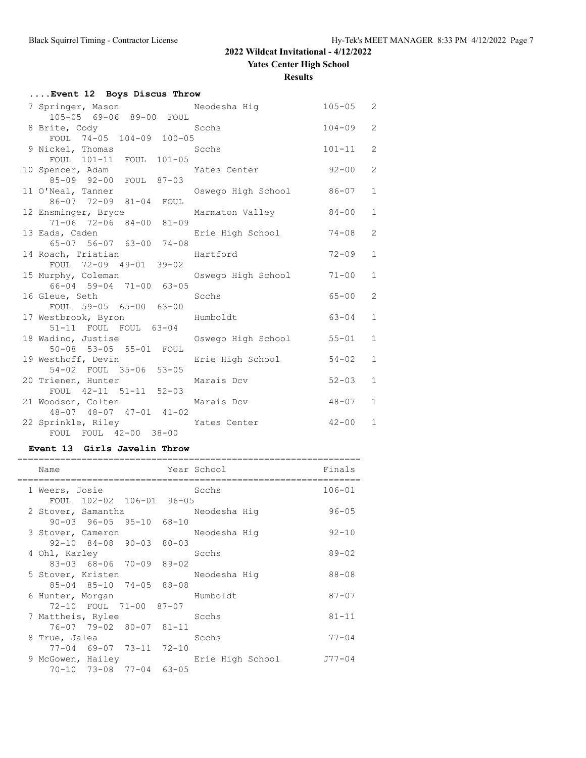# 2022 Wildcat Invitational - 4/12/2022

## Yates Center High School

### Results

#### ....Event 12 Boys Discus Throw

| Place | Name | School | Finals | Points |
|---|---|---|---|---|
| 7 | Springer, Mason | Neodesha Hig | 105-05 | 2 |
| | 105-05 69-06 89-00 FOUL | | | |
| 8 | Brite, Cody | Scchs | 104-09 | 2 |
| | FOUL 74-05 104-09 100-05 | | | |
| 9 | Nickel, Thomas | Scchs | 101-11 | 2 |
| | FOUL 101-11 FOUL 101-05 | | | |
| 10 | Spencer, Adam | Yates Center | 92-00 | 2 |
| | 85-09 92-00 FOUL 87-03 | | | |
| 11 | O'Neal, Tanner | Oswego High School | 86-07 | 1 |
| | 86-07 72-09 81-04 FOUL | | | |
| 12 | Ensminger, Bryce | Marmaton Valley | 84-00 | 1 |
| | 71-06 72-06 84-00 81-09 | | | |
| 13 | Eads, Caden | Erie High School | 74-08 | 2 |
| | 65-07 56-07 63-00 74-08 | | | |
| 14 | Roach, Triatian | Hartford | 72-09 | 1 |
| | FOUL 72-09 49-01 39-02 | | | |
| 15 | Murphy, Coleman | Oswego High School | 71-00 | 1 |
| | 66-04 59-04 71-00 63-05 | | | |
| 16 | Gleue, Seth | Scchs | 65-00 | 2 |
| | FOUL 59-05 65-00 63-00 | | | |
| 17 | Westbrook, Byron | Humboldt | 63-04 | 1 |
| | 51-11 FOUL FOUL 63-04 | | | |
| 18 | Wadino, Justise | Oswego High School | 55-01 | 1 |
| | 50-08 53-05 55-01 FOUL | | | |
| 19 | Westhoff, Devin | Erie High School | 54-02 | 1 |
| | 54-02 FOUL 35-06 53-05 | | | |
| 20 | Trienen, Hunter | Marais Dcv | 52-03 | 1 |
| | FOUL 42-11 51-11 52-03 | | | |
| 21 | Woodson, Colten | Marais Dcv | 48-07 | 1 |
| | 48-07 48-07 47-01 41-02 | | | |
| 22 | Sprinkle, Riley | Yates Center | 42-00 | 1 |
| | FOUL FOUL 42-00 38-00 | | | |

#### Event 13 Girls Javelin Throw

| Place | Name | Year School | Finals |
|---|---|---|---|
| 1 | Weers, Josie | Scchs | 106-01 |
| | FOUL 102-02 106-01 96-05 | | |
| 2 | Stover, Samantha | Neodesha Hig | 96-05 |
| | 90-03 96-05 95-10 68-10 | | |
| 3 | Stover, Cameron | Neodesha Hig | 92-10 |
| | 92-10 84-08 90-03 80-03 | | |
| 4 | Ohl, Karley | Scchs | 89-02 |
| | 83-03 68-06 70-09 89-02 | | |
| 5 | Stover, Kristen | Neodesha Hig | 88-08 |
| | 85-04 85-10 74-05 88-08 | | |
| 6 | Hunter, Morgan | Humboldt | 87-07 |
| | 72-10 FOUL 71-00 87-07 | | |
| 7 | Mattheis, Rylee | Scchs | 81-11 |
| | 76-07 79-02 80-07 81-11 | | |
| 8 | True, Jalea | Scchs | 77-04 |
| | 77-04 69-07 73-11 72-10 | | |
| 9 | McGowen, Hailey | Erie High School | J77-04 |
| | 70-10 73-08 77-04 63-05 | | |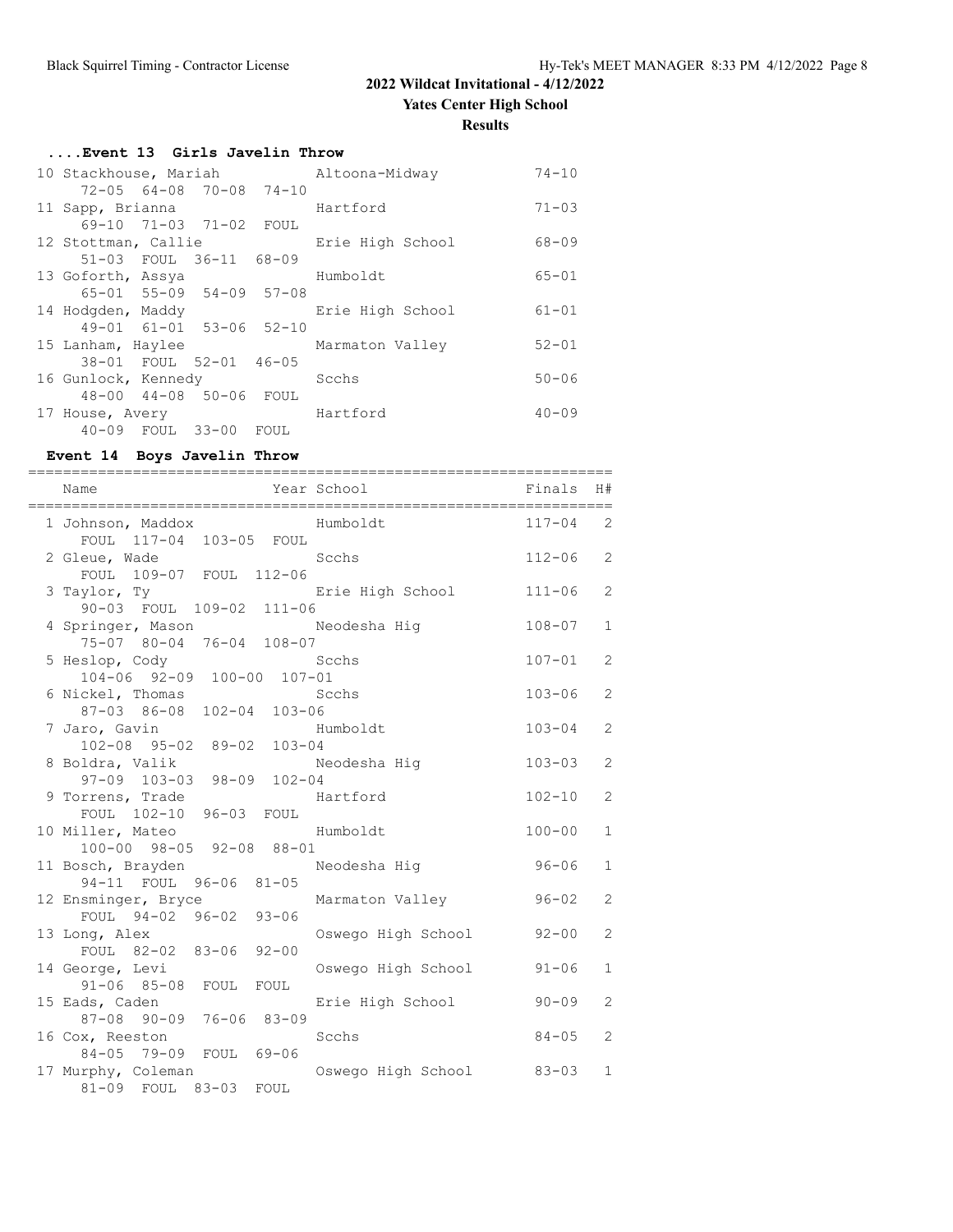## 2022 Wildcat Invitational - 4/12/2022

### Yates Center High School

### Results

#### ....Event 13 Girls Javelin Throw

| Place | Name | School | Finals |
|---|---|---|---|
| 10 | Stackhouse, Mariah | Altoona-Midway | 74-10 |
| | 72-05 64-08 70-08 74-10 | | |
| 11 | Sapp, Brianna | Hartford | 71-03 |
| | 69-10 71-03 71-02 FOUL | | |
| 12 | Stottman, Callie | Erie High School | 68-09 |
| | 51-03 FOUL 36-11 68-09 | | |
| 13 | Goforth, Assya | Humboldt | 65-01 |
| | 65-01 55-09 54-09 57-08 | | |
| 14 | Hodgden, Maddy | Erie High School | 61-01 |
| | 49-01 61-01 53-06 52-10 | | |
| 15 | Lanham, Haylee | Marmaton Valley | 52-01 |
| | 38-01 FOUL 52-01 46-05 | | |
| 16 | Gunlock, Kennedy | Scchs | 50-06 |
| | 48-00 44-08 50-06 FOUL | | |
| 17 | House, Avery | Hartford | 40-09 |
| | 40-09 FOUL 33-00 FOUL | | |

#### Event 14 Boys Javelin Throw

| Place | Name | Year | School | Finals | H# |
|---|---|---|---|---|---|
| 1 | Johnson, Maddox | | Humboldt | 117-04 | 2 |
| | FOUL 117-04 103-05 FOUL | | | | |
| 2 | Gleue, Wade | | Scchs | 112-06 | 2 |
| | FOUL 109-07 FOUL 112-06 | | | | |
| 3 | Taylor, Ty | | Erie High School | 111-06 | 2 |
| | 90-03 FOUL 109-02 111-06 | | | | |
| 4 | Springer, Mason | | Neodesha Hig | 108-07 | 1 |
| | 75-07 80-04 76-04 108-07 | | | | |
| 5 | Heslop, Cody | | Scchs | 107-01 | 2 |
| | 104-06 92-09 100-00 107-01 | | | | |
| 6 | Nickel, Thomas | | Scchs | 103-06 | 2 |
| | 87-03 86-08 102-04 103-06 | | | | |
| 7 | Jaro, Gavin | | Humboldt | 103-04 | 2 |
| | 102-08 95-02 89-02 103-04 | | | | |
| 8 | Boldra, Valik | | Neodesha Hig | 103-03 | 2 |
| | 97-09 103-03 98-09 102-04 | | | | |
| 9 | Torrens, Trade | | Hartford | 102-10 | 2 |
| | FOUL 102-10 96-03 FOUL | | | | |
| 10 | Miller, Mateo | | Humboldt | 100-00 | 1 |
| | 100-00 98-05 92-08 88-01 | | | | |
| 11 | Bosch, Brayden | | Neodesha Hig | 96-06 | 1 |
| | 94-11 FOUL 96-06 81-05 | | | | |
| 12 | Ensminger, Bryce | | Marmaton Valley | 96-02 | 2 |
| | FOUL 94-02 96-02 93-06 | | | | |
| 13 | Long, Alex | | Oswego High School | 92-00 | 2 |
| | FOUL 82-02 83-06 92-00 | | | | |
| 14 | George, Levi | | Oswego High School | 91-06 | 1 |
| | 91-06 85-08 FOUL FOUL | | | | |
| 15 | Eads, Caden | | Erie High School | 90-09 | 2 |
| | 87-08 90-09 76-06 83-09 | | | | |
| 16 | Cox, Reeston | | Scchs | 84-05 | 2 |
| | 84-05 79-09 FOUL 69-06 | | | | |
| 17 | Murphy, Coleman | | Oswego High School | 83-03 | 1 |
| | 81-09 FOUL 83-03 FOUL | | | | |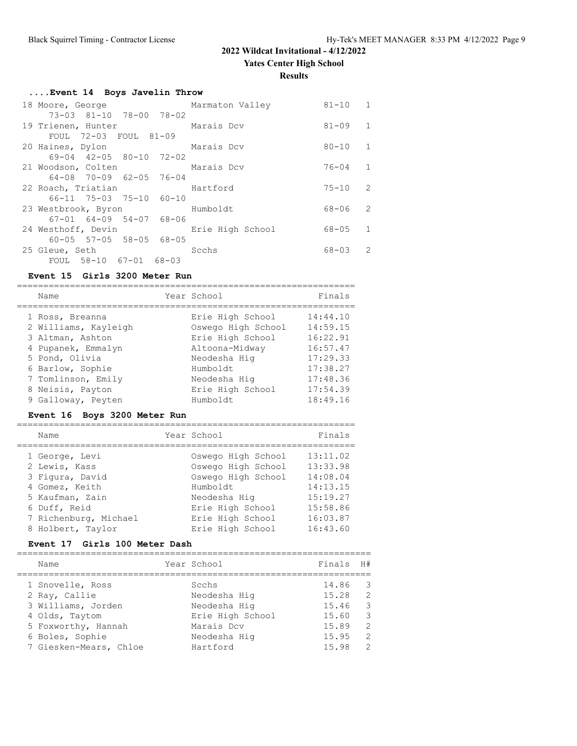## 2022 Wildcat Invitational - 4/12/2022

**Yates Center High School**

**Results**

### ....Event 14 Boys Javelin Throw

| Place | Name | School | Finals | Flight |
|---|---|---|---|---|
| 18 | Moore, George | Marmaton Valley | 81-10 | 1 |
| | 73-03 81-10 78-00 78-02 | | | |
| 19 | Trienen, Hunter | Marais Dcv | 81-09 | 1 |
| | FOUL 72-03 FOUL 81-09 | | | |
| 20 | Haines, Dylon | Marais Dcv | 80-10 | 1 |
| | 69-04 42-05 80-10 72-02 | | | |
| 21 | Woodson, Colten | Marais Dcv | 76-04 | 1 |
| | 64-08 70-09 62-05 76-04 | | | |
| 22 | Roach, Triatian | Hartford | 75-10 | 2 |
| | 66-11 75-03 75-10 60-10 | | | |
| 23 | Westbrook, Byron | Humboldt | 68-06 | 2 |
| | 67-01 64-09 54-07 68-06 | | | |
| 24 | Westhoff, Devin | Erie High School | 68-05 | 1 |
| | 60-05 57-05 58-05 68-05 | | | |
| 25 | Gleue, Seth | Scchs | 68-03 | 2 |
| | FOUL 58-10 67-01 68-03 | | | |

### Event 15 Girls 3200 Meter Run

| Place | Name | Year | School | Finals |
|---|---|---|---|---|
| 1 | Ross, Breanna | | Erie High School | 14:44.10 |
| 2 | Williams, Kayleigh | | Oswego High School | 14:59.15 |
| 3 | Altman, Ashton | | Erie High School | 16:22.91 |
| 4 | Pupanek, Emmalyn | | Altoona-Midway | 16:57.47 |
| 5 | Pond, Olivia | | Neodesha Hig | 17:29.33 |
| 6 | Barlow, Sophie | | Humboldt | 17:38.27 |
| 7 | Tomlinson, Emily | | Neodesha Hig | 17:48.36 |
| 8 | Neisis, Payton | | Erie High School | 17:54.39 |
| 9 | Galloway, Peyten | | Humboldt | 18:49.16 |

### Event 16 Boys 3200 Meter Run

| Place | Name | Year | School | Finals |
|---|---|---|---|---|
| 1 | George, Levi | | Oswego High School | 13:11.02 |
| 2 | Lewis, Kass | | Oswego High School | 13:33.98 |
| 3 | Figura, David | | Oswego High School | 14:08.04 |
| 4 | Gomez, Keith | | Humboldt | 14:13.15 |
| 5 | Kaufman, Zain | | Neodesha Hig | 15:19.27 |
| 6 | Duff, Reid | | Erie High School | 15:58.86 |
| 7 | Richenburg, Michael | | Erie High School | 16:03.87 |
| 8 | Holbert, Taylor | | Erie High School | 16:43.60 |

### Event 17 Girls 100 Meter Dash

| Place | Name | Year | School | Finals | H# |
|---|---|---|---|---|---|
| 1 | Snovelle, Ross | | Scchs | 14.86 | 3 |
| 2 | Ray, Callie | | Neodesha Hig | 15.28 | 2 |
| 3 | Williams, Jorden | | Neodesha Hig | 15.46 | 3 |
| 4 | Olds, Taytom | | Erie High School | 15.60 | 3 |
| 5 | Foxworthy, Hannah | | Marais Dcv | 15.89 | 2 |
| 6 | Boles, Sophie | | Neodesha Hig | 15.95 | 2 |
| 7 | Giesken-Mears, Chloe | | Hartford | 15.98 | 2 |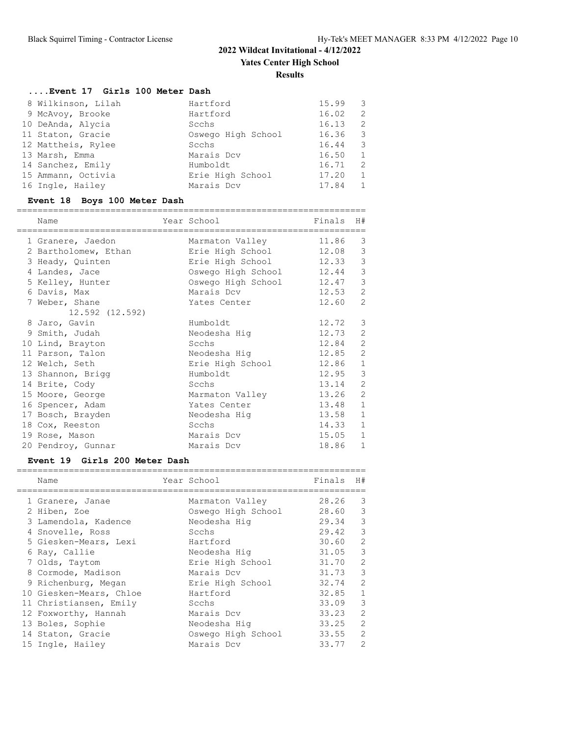# 2022 Wildcat Invitational - 4/12/2022

## Yates Center High School

### Results

#### ....Event 17 Girls 100 Meter Dash

| Name | Year School | Finals | H# |
|---|---|---|---|
| 8 Wilkinson, Lilah | Hartford | 15.99 | 3 |
| 9 McAvoy, Brooke | Hartford | 16.02 | 2 |
| 10 DeAnda, Alycia | Scchs | 16.13 | 2 |
| 11 Staton, Gracie | Oswego High School | 16.36 | 3 |
| 12 Mattheis, Rylee | Scchs | 16.44 | 3 |
| 13 Marsh, Emma | Marais Dcv | 16.50 | 1 |
| 14 Sanchez, Emily | Humboldt | 16.71 | 2 |
| 15 Ammann, Octivia | Erie High School | 17.20 | 1 |
| 16 Ingle, Hailey | Marais Dcv | 17.84 | 1 |

#### Event 18 Boys 100 Meter Dash

| Name | Year School | Finals | H# |
|---|---|---|---|
| 1 Granere, Jaedon | Marmaton Valley | 11.86 | 3 |
| 2 Bartholomew, Ethan | Erie High School | 12.08 | 3 |
| 3 Heady, Quinten | Erie High School | 12.33 | 3 |
| 4 Landes, Jace | Oswego High School | 12.44 | 3 |
| 5 Kelley, Hunter | Oswego High School | 12.47 | 3 |
| 6 Davis, Max | Marais Dcv | 12.53 | 2 |
| 7 Weber, Shane | Yates Center | 12.60 | 2 |
| 12.592 (12.592) | | | |
| 8 Jaro, Gavin | Humboldt | 12.72 | 3 |
| 9 Smith, Judah | Neodesha Hig | 12.73 | 2 |
| 10 Lind, Brayton | Scchs | 12.84 | 2 |
| 11 Parson, Talon | Neodesha Hig | 12.85 | 2 |
| 12 Welch, Seth | Erie High School | 12.86 | 1 |
| 13 Shannon, Brigg | Humboldt | 12.95 | 3 |
| 14 Brite, Cody | Scchs | 13.14 | 2 |
| 15 Moore, George | Marmaton Valley | 13.26 | 2 |
| 16 Spencer, Adam | Yates Center | 13.48 | 1 |
| 17 Bosch, Brayden | Neodesha Hig | 13.58 | 1 |
| 18 Cox, Reeston | Scchs | 14.33 | 1 |
| 19 Rose, Mason | Marais Dcv | 15.05 | 1 |
| 20 Pendroy, Gunnar | Marais Dcv | 18.86 | 1 |

#### Event 19 Girls 200 Meter Dash

| Name | Year School | Finals | H# |
|---|---|---|---|
| 1 Granere, Janae | Marmaton Valley | 28.26 | 3 |
| 2 Hiben, Zoe | Oswego High School | 28.60 | 3 |
| 3 Lamendola, Kadence | Neodesha Hig | 29.34 | 3 |
| 4 Snovelle, Ross | Scchs | 29.42 | 3 |
| 5 Giesken-Mears, Lexi | Hartford | 30.60 | 2 |
| 6 Ray, Callie | Neodesha Hig | 31.05 | 3 |
| 7 Olds, Taytom | Erie High School | 31.70 | 2 |
| 8 Cormode, Madison | Marais Dcv | 31.73 | 3 |
| 9 Richenburg, Megan | Erie High School | 32.74 | 2 |
| 10 Giesken-Mears, Chloe | Hartford | 32.85 | 1 |
| 11 Christiansen, Emily | Scchs | 33.09 | 3 |
| 12 Foxworthy, Hannah | Marais Dcv | 33.23 | 2 |
| 13 Boles, Sophie | Neodesha Hig | 33.25 | 2 |
| 14 Staton, Gracie | Oswego High School | 33.55 | 2 |
| 15 Ingle, Hailey | Marais Dcv | 33.77 | 2 |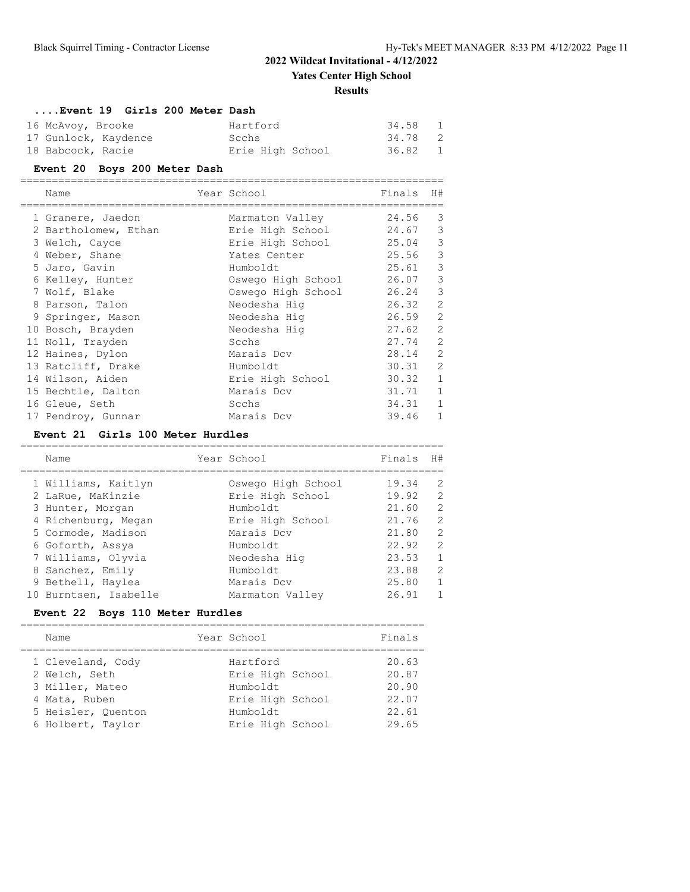## 2022 Wildcat Invitational - 4/12/2022

**Yates Center High School**

**Results**

### ....Event 19 Girls 200 Meter Dash

| Name | Year School | Finals | H# |
|---|---|---|---|
| 16 McAvoy, Brooke | Hartford | 34.58 | 1 |
| 17 Gunlock, Kaydence | Scchs | 34.78 | 2 |
| 18 Babcock, Racie | Erie High School | 36.82 | 1 |

### Event 20 Boys 200 Meter Dash

| Name | Year School | Finals | H# |
|---|---|---|---|
| 1 Granere, Jaedon | Marmaton Valley | 24.56 | 3 |
| 2 Bartholomew, Ethan | Erie High School | 24.67 | 3 |
| 3 Welch, Cayce | Erie High School | 25.04 | 3 |
| 4 Weber, Shane | Yates Center | 25.56 | 3 |
| 5 Jaro, Gavin | Humboldt | 25.61 | 3 |
| 6 Kelley, Hunter | Oswego High School | 26.07 | 3 |
| 7 Wolf, Blake | Oswego High School | 26.24 | 3 |
| 8 Parson, Talon | Neodesha Hig | 26.32 | 2 |
| 9 Springer, Mason | Neodesha Hig | 26.59 | 2 |
| 10 Bosch, Brayden | Neodesha Hig | 27.62 | 2 |
| 11 Noll, Trayden | Scchs | 27.74 | 2 |
| 12 Haines, Dylon | Marais Dcv | 28.14 | 2 |
| 13 Ratcliff, Drake | Humboldt | 30.31 | 2 |
| 14 Wilson, Aiden | Erie High School | 30.32 | 1 |
| 15 Bechtle, Dalton | Marais Dcv | 31.71 | 1 |
| 16 Gleue, Seth | Scchs | 34.31 | 1 |
| 17 Pendroy, Gunnar | Marais Dcv | 39.46 | 1 |

### Event 21 Girls 100 Meter Hurdles

| Name | Year School | Finals | H# |
|---|---|---|---|
| 1 Williams, Kaitlyn | Oswego High School | 19.34 | 2 |
| 2 LaRue, MaKinzie | Erie High School | 19.92 | 2 |
| 3 Hunter, Morgan | Humboldt | 21.60 | 2 |
| 4 Richenburg, Megan | Erie High School | 21.76 | 2 |
| 5 Cormode, Madison | Marais Dcv | 21.80 | 2 |
| 6 Goforth, Assya | Humboldt | 22.92 | 2 |
| 7 Williams, Olyvia | Neodesha Hig | 23.53 | 1 |
| 8 Sanchez, Emily | Humboldt | 23.88 | 2 |
| 9 Bethell, Haylea | Marais Dcv | 25.80 | 1 |
| 10 Burntsen, Isabelle | Marmaton Valley | 26.91 | 1 |

### Event 22 Boys 110 Meter Hurdles

| Name | Year School | Finals |
|---|---|---|
| 1 Cleveland, Cody | Hartford | 20.63 |
| 2 Welch, Seth | Erie High School | 20.87 |
| 3 Miller, Mateo | Humboldt | 20.90 |
| 4 Mata, Ruben | Erie High School | 22.07 |
| 5 Heisler, Quenton | Humboldt | 22.61 |
| 6 Holbert, Taylor | Erie High School | 29.65 |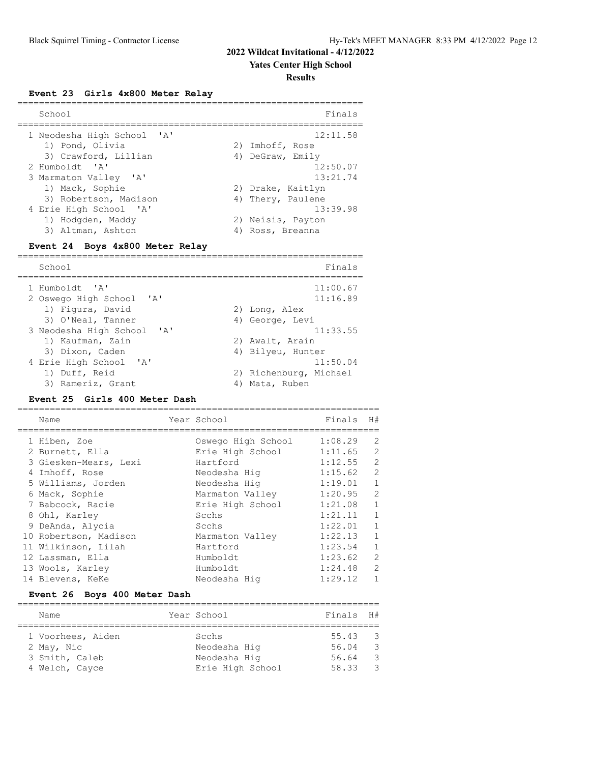## 2022 Wildcat Invitational - 4/12/2022

### Yates Center High School

### Results

#### Event 23 Girls 4x800 Meter Relay

| School | Finals |
|---|---|
| 1 Neodesha High School 'A' | 12:11.58 |
| 1) Pond, Olivia 2) Imhoff, Rose 3) Crawford, Lillian 4) DeGraw, Emily | |
| 2 Humboldt 'A' | 12:50.07 |
| 3 Marmaton Valley 'A' | 13:21.74 |
| 1) Mack, Sophie 2) Drake, Kaitlyn 3) Robertson, Madison 4) Thery, Paulene | |
| 4 Erie High School 'A' | 13:39.98 |
| 1) Hodgden, Maddy 2) Neisis, Payton 3) Altman, Ashton 4) Ross, Breanna | |

#### Event 24 Boys 4x800 Meter Relay

| School | Finals |
|---|---|
| 1 Humboldt 'A' | 11:00.67 |
| 2 Oswego High School 'A' | 11:16.89 |
| 1) Figura, David 2) Long, Alex 3) O'Neal, Tanner 4) George, Levi | |
| 3 Neodesha High School 'A' | 11:33.55 |
| 1) Kaufman, Zain 2) Awalt, Arain 3) Dixon, Caden 4) Bilyeu, Hunter | |
| 4 Erie High School 'A' | 11:50.04 |
| 1) Duff, Reid 2) Richenburg, Michael 3) Rameriz, Grant 4) Mata, Ruben | |

#### Event 25 Girls 400 Meter Dash

| Name | Year | School | Finals | H# |
|---|---|---|---|---|
| 1 Hiben, Zoe | | Oswego High School | 1:08.29 | 2 |
| 2 Burnett, Ella | | Erie High School | 1:11.65 | 2 |
| 3 Giesken-Mears, Lexi | | Hartford | 1:12.55 | 2 |
| 4 Imhoff, Rose | | Neodesha Hig | 1:15.62 | 2 |
| 5 Williams, Jorden | | Neodesha Hig | 1:19.01 | 1 |
| 6 Mack, Sophie | | Marmaton Valley | 1:20.95 | 2 |
| 7 Babcock, Racie | | Erie High School | 1:21.08 | 1 |
| 8 Ohl, Karley | | Scchs | 1:21.11 | 1 |
| 9 DeAnda, Alycia | | Scchs | 1:22.01 | 1 |
| 10 Robertson, Madison | | Marmaton Valley | 1:22.13 | 1 |
| 11 Wilkinson, Lilah | | Hartford | 1:23.54 | 1 |
| 12 Lassman, Ella | | Humboldt | 1:23.62 | 2 |
| 13 Wools, Karley | | Humboldt | 1:24.48 | 2 |
| 14 Blevens, KeKe | | Neodesha Hig | 1:29.12 | 1 |

#### Event 26 Boys 400 Meter Dash

| Name | Year | School | Finals | H# |
|---|---|---|---|---|
| 1 Voorhees, Aiden | | Scchs | 55.43 | 3 |
| 2 May, Nic | | Neodesha Hig | 56.04 | 3 |
| 3 Smith, Caleb | | Neodesha Hig | 56.64 | 3 |
| 4 Welch, Cayce | | Erie High School | 58.33 | 3 |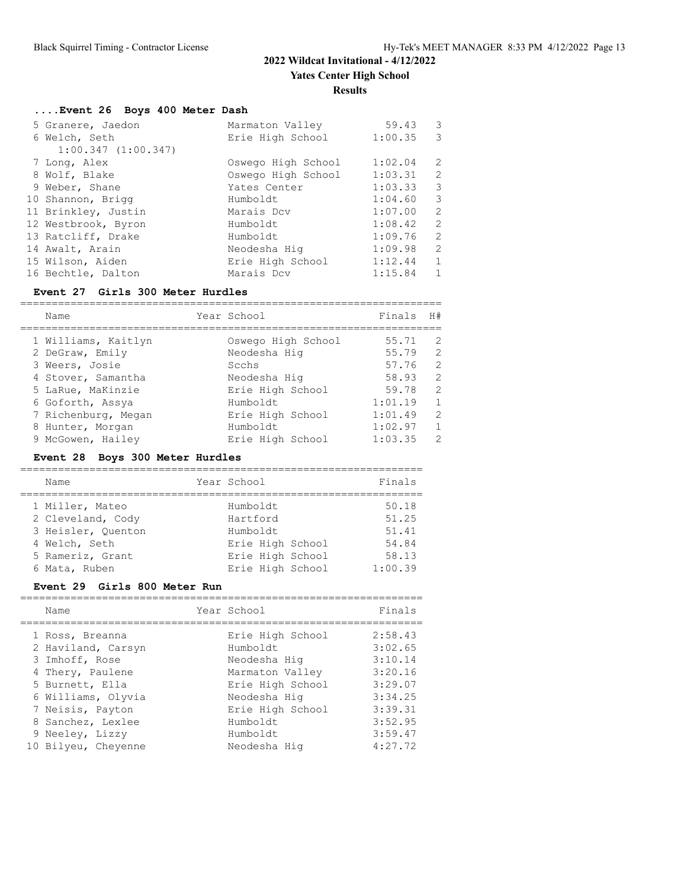## 2022 Wildcat Invitational - 4/12/2022

### Yates Center High School

### Results

#### ....Event 26 Boys 400 Meter Dash

| Place | Name | School | Finals | H# |
|---|---|---|---|---|
| 5 | Granere, Jaedon | Marmaton Valley | 59.43 | 3 |
| 6 | Welch, Seth | Erie High School | 1:00.35 | 3 |
| | 1:00.347 (1:00.347) | | | |
| 7 | Long, Alex | Oswego High School | 1:02.04 | 2 |
| 8 | Wolf, Blake | Oswego High School | 1:03.31 | 2 |
| 9 | Weber, Shane | Yates Center | 1:03.33 | 3 |
| 10 | Shannon, Brigg | Humboldt | 1:04.60 | 3 |
| 11 | Brinkley, Justin | Marais Dcv | 1:07.00 | 2 |
| 12 | Westbrook, Byron | Humboldt | 1:08.42 | 2 |
| 13 | Ratcliff, Drake | Humboldt | 1:09.76 | 2 |
| 14 | Awalt, Arain | Neodesha Hig | 1:09.98 | 2 |
| 15 | Wilson, Aiden | Erie High School | 1:12.44 | 1 |
| 16 | Bechtle, Dalton | Marais Dcv | 1:15.84 | 1 |

#### Event 27 Girls 300 Meter Hurdles

| Place | Name | Year | School | Finals | H# |
|---|---|---|---|---|---|
| 1 | Williams, Kaitlyn | | Oswego High School | 55.71 | 2 |
| 2 | DeGraw, Emily | | Neodesha Hig | 55.79 | 2 |
| 3 | Weers, Josie | | Scchs | 57.76 | 2 |
| 4 | Stover, Samantha | | Neodesha Hig | 58.93 | 2 |
| 5 | LaRue, MaKinzie | | Erie High School | 59.78 | 2 |
| 6 | Goforth, Assya | | Humboldt | 1:01.19 | 1 |
| 7 | Richenburg, Megan | | Erie High School | 1:01.49 | 2 |
| 8 | Hunter, Morgan | | Humboldt | 1:02.97 | 1 |
| 9 | McGowen, Hailey | | Erie High School | 1:03.35 | 2 |

#### Event 28 Boys 300 Meter Hurdles

| Place | Name | Year | School | Finals |
|---|---|---|---|---|
| 1 | Miller, Mateo | | Humboldt | 50.18 |
| 2 | Cleveland, Cody | | Hartford | 51.25 |
| 3 | Heisler, Quenton | | Humboldt | 51.41 |
| 4 | Welch, Seth | | Erie High School | 54.84 |
| 5 | Rameriz, Grant | | Erie High School | 58.13 |
| 6 | Mata, Ruben | | Erie High School | 1:00.39 |

#### Event 29 Girls 800 Meter Run

| Place | Name | Year | School | Finals |
|---|---|---|---|---|
| 1 | Ross, Breanna | | Erie High School | 2:58.43 |
| 2 | Haviland, Carsyn | | Humboldt | 3:02.65 |
| 3 | Imhoff, Rose | | Neodesha Hig | 3:10.14 |
| 4 | Thery, Paulene | | Marmaton Valley | 3:20.16 |
| 5 | Burnett, Ella | | Erie High School | 3:29.07 |
| 6 | Williams, Olyvia | | Neodesha Hig | 3:34.25 |
| 7 | Neisis, Payton | | Erie High School | 3:39.31 |
| 8 | Sanchez, Lexlee | | Humboldt | 3:52.95 |
| 9 | Neeley, Lizzy | | Humboldt | 3:59.47 |
| 10 | Bilyeu, Cheyenne | | Neodesha Hig | 4:27.72 |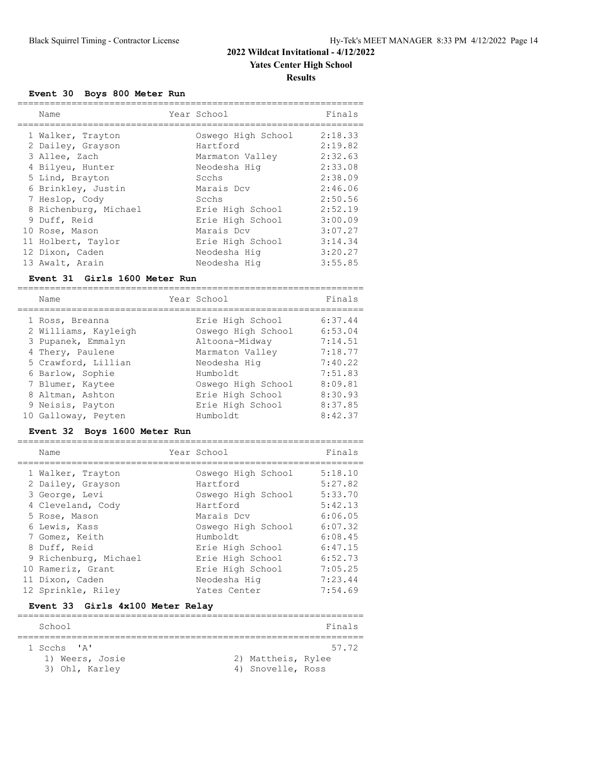# 2022 Wildcat Invitational - 4/12/2022

## Yates Center High School

### Results

#### Event 30 Boys 800 Meter Run

| | Name | Year | School | Finals |
|---|---|---|---|---|
| 1 | Walker, Trayton | | Oswego High School | 2:18.33 |
| 2 | Dailey, Grayson | | Hartford | 2:19.82 |
| 3 | Allee, Zach | | Marmaton Valley | 2:32.63 |
| 4 | Bilyeu, Hunter | | Neodesha Hig | 2:33.08 |
| 5 | Lind, Brayton | | Scchs | 2:38.09 |
| 6 | Brinkley, Justin | | Marais Dcv | 2:46.06 |
| 7 | Heslop, Cody | | Scchs | 2:50.56 |
| 8 | Richenburg, Michael | | Erie High School | 2:52.19 |
| 9 | Duff, Reid | | Erie High School | 3:00.09 |
| 10 | Rose, Mason | | Marais Dcv | 3:07.27 |
| 11 | Holbert, Taylor | | Erie High School | 3:14.34 |
| 12 | Dixon, Caden | | Neodesha Hig | 3:20.27 |
| 13 | Awalt, Arain | | Neodesha Hig | 3:55.85 |

#### Event 31 Girls 1600 Meter Run

| | Name | Year | School | Finals |
|---|---|---|---|---|
| 1 | Ross, Breanna | | Erie High School | 6:37.44 |
| 2 | Williams, Kayleigh | | Oswego High School | 6:53.04 |
| 3 | Pupanek, Emmalyn | | Altoona-Midway | 7:14.51 |
| 4 | Thery, Paulene | | Marmaton Valley | 7:18.77 |
| 5 | Crawford, Lillian | | Neodesha Hig | 7:40.22 |
| 6 | Barlow, Sophie | | Humboldt | 7:51.83 |
| 7 | Blumer, Kaytee | | Oswego High School | 8:09.81 |
| 8 | Altman, Ashton | | Erie High School | 8:30.93 |
| 9 | Neisis, Payton | | Erie High School | 8:37.85 |
| 10 | Galloway, Peyten | | Humboldt | 8:42.37 |

#### Event 32 Boys 1600 Meter Run

| | Name | Year | School | Finals |
|---|---|---|---|---|
| 1 | Walker, Trayton | | Oswego High School | 5:18.10 |
| 2 | Dailey, Grayson | | Hartford | 5:27.82 |
| 3 | George, Levi | | Oswego High School | 5:33.70 |
| 4 | Cleveland, Cody | | Hartford | 5:42.13 |
| 5 | Rose, Mason | | Marais Dcv | 6:06.05 |
| 6 | Lewis, Kass | | Oswego High School | 6:07.32 |
| 7 | Gomez, Keith | | Humboldt | 6:08.45 |
| 8 | Duff, Reid | | Erie High School | 6:47.15 |
| 9 | Richenburg, Michael | | Erie High School | 6:52.73 |
| 10 | Rameriz, Grant | | Erie High School | 7:05.25 |
| 11 | Dixon, Caden | | Neodesha Hig | 7:23.44 |
| 12 | Sprinkle, Riley | | Yates Center | 7:54.69 |

#### Event 33 Girls 4x100 Meter Relay

| | School | Finals |
|---|---|---|
| 1 | Scchs 'A' | 57.72 |

1) Weers, Josie 2) Mattheis, Rylee 3) Ohl, Karley 4) Snovelle, Ross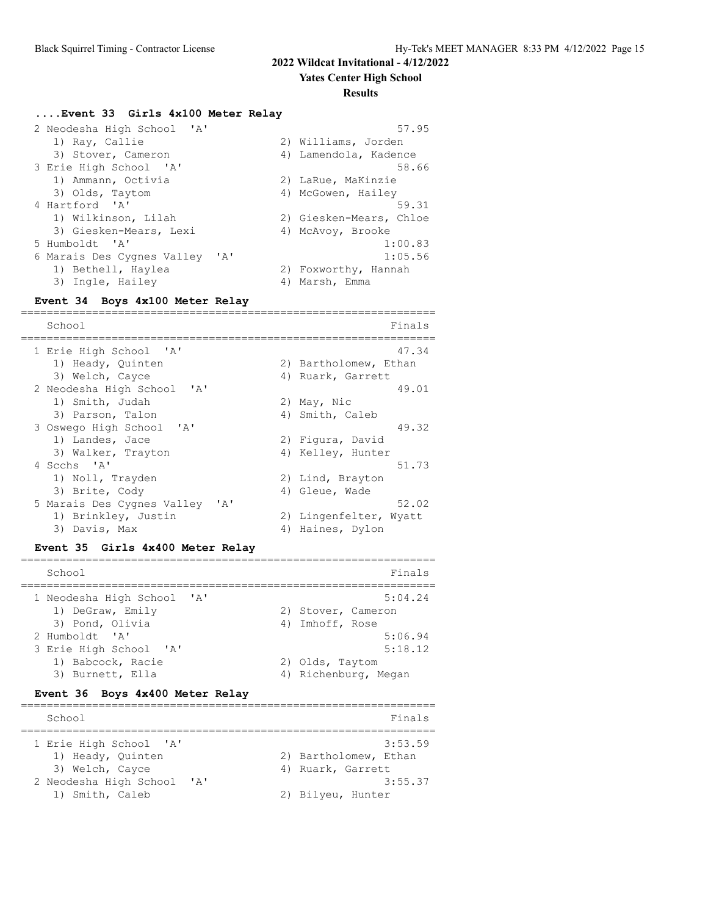## 2022 Wildcat Invitational - 4/12/2022

### Yates Center High School

### Results

#### ....Event 33 Girls 4x100 Meter Relay

```
  2 Neodesha High School  'A'                             57.95
     1) Ray, Callie                    2) Williams, Jorden
     3) Stover, Cameron                4) Lamendola, Kadence
  3 Erie High School  'A'                                 58.66
     1) Ammann, Octivia                2) LaRue, MaKinzie
     3) Olds, Taytom                   4) McGowen, Hailey
  4 Hartford  'A'                                         59.31
     1) Wilkinson, Lilah               2) Giesken-Mears, Chloe
     3) Giesken-Mears, Lexi            4) McAvoy, Brooke
  5 Humboldt  'A'                                       1:00.83
  6 Marais Des Cygnes Valley  'A'                       1:05.56
     1) Bethell, Haylea                2) Foxworthy, Hannah
     3) Ingle, Hailey                  4) Marsh, Emma
```

#### Event 34 Boys 4x100 Meter Relay

```
================================================================
    School                                               Finals
================================================================
  1 Erie High School  'A'                                 47.34
     1) Heady, Quinten                 2) Bartholomew, Ethan
     3) Welch, Cayce                   4) Ruark, Garrett
  2 Neodesha High School  'A'                             49.01
     1) Smith, Judah                   2) May, Nic
     3) Parson, Talon                  4) Smith, Caleb
  3 Oswego High School  'A'                               49.32
     1) Landes, Jace                   2) Figura, David
     3) Walker, Trayton                4) Kelley, Hunter
  4 Scchs  'A'                                            51.73
     1) Noll, Trayden                  2) Lind, Brayton
     3) Brite, Cody                    4) Gleue, Wade
  5 Marais Des Cygnes Valley  'A'                         52.02
     1) Brinkley, Justin               2) Lingenfelter, Wyatt
     3) Davis, Max                     4) Haines, Dylon
```

#### Event 35 Girls 4x400 Meter Relay

```
================================================================
    School                                               Finals
================================================================
  1 Neodesha High School  'A'                           5:04.24
     1) DeGraw, Emily                  2) Stover, Cameron
     3) Pond, Olivia                   4) Imhoff, Rose
  2 Humboldt  'A'                                       5:06.94
  3 Erie High School  'A'                               5:18.12
     1) Babcock, Racie                 2) Olds, Taytom
     3) Burnett, Ella                  4) Richenburg, Megan
```

#### Event 36 Boys 4x400 Meter Relay

```
================================================================
    School                                               Finals
================================================================
  1 Erie High School  'A'                               3:53.59
     1) Heady, Quinten                 2) Bartholomew, Ethan
     3) Welch, Cayce                   4) Ruark, Garrett
  2 Neodesha High School  'A'                           3:55.37
     1) Smith, Caleb                   2) Bilyeu, Hunter
```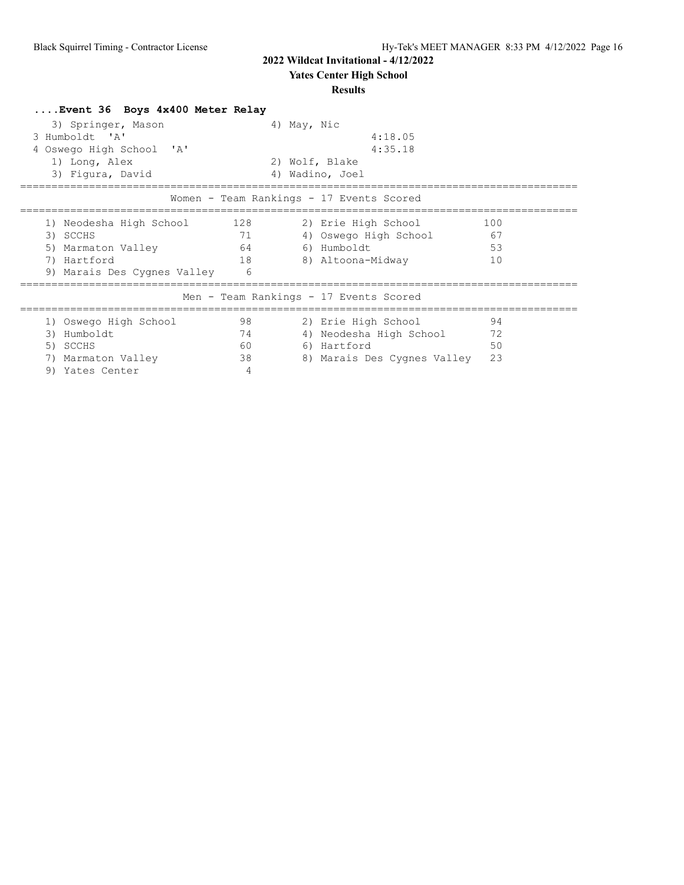**2022 Wildcat Invitational - 4/12/2022**

**Yates Center High School**

**Results**

### ....Event 36 Boys 4x400 Meter Relay

| | | |
|---|---|---|
| 3) Springer, Mason | 4) May, Nic | |
| 3 Humboldt 'A' | | 4:18.05 |
| 4 Oswego High School 'A' | | 4:35.18 |
| 1) Long, Alex | 2) Wolf, Blake | |
| 3) Figura, David | 4) Wadino, Joel | |

### Women - Team Rankings - 17 Events Scored

| | | | |
|---|---|---|---|
| 1) Neodesha High School | 128 | 2) Erie High School | 100 |
| 3) SCCHS | 71 | 4) Oswego High School | 67 |
| 5) Marmaton Valley | 64 | 6) Humboldt | 53 |
| 7) Hartford | 18 | 8) Altoona-Midway | 10 |
| 9) Marais Des Cygnes Valley | 6 | | |

### Men - Team Rankings - 17 Events Scored

| | | | |
|---|---|---|---|
| 1) Oswego High School | 98 | 2) Erie High School | 94 |
| 3) Humboldt | 74 | 4) Neodesha High School | 72 |
| 5) SCCHS | 60 | 6) Hartford | 50 |
| 7) Marmaton Valley | 38 | 8) Marais Des Cygnes Valley | 23 |
| 9) Yates Center | 4 | | |